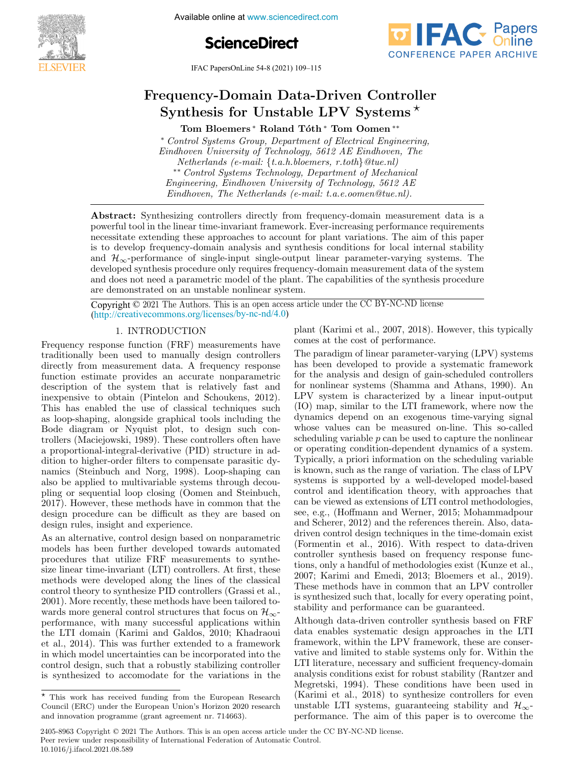# Frequency-Domain Data-Driven Controller Synthesis for Unstable LPV Systems ⋆

**Tom Bloemers** * **Roland Tóth** * **Tom Oomen** **

\* *Control Systems Group, Department of Electrical Engineering, Eindhoven University of Technology, 5612 AE Eindhoven, The Netherlands (e-mail: {t.a.h.bloemers, r.toth}@tue.nl)*

\*\* *Control Systems Technology, Department of Mechanical Engineering, Eindhoven University of Technology, 5612 AE Eindhoven, The Netherlands (e-mail: t.a.e.oomen@tue.nl).*

**Abstract:** Synthesizing controllers directly from frequency-domain measurement data is a powerful tool in the linear time-invariant framework. Ever-increasing performance requirements necessitate extending these approaches to account for plant variations. The aim of this paper is to develop frequency-domain analysis and synthesis conditions for local internal stability and $\mathcal{H}_\infty$-performance of single-input single-output linear parameter-varying systems. The developed synthesis procedure only requires frequency-domain measurement data of the system and does not need a parametric model of the plant. The capabilities of the synthesis procedure are demonstrated on an unstable nonlinear system.

Copyright © 2021 The Authors. This is an open access article under the CC BY-NC-ND license (http://creativecommons.org/licenses/by-nc-nd/4.0)

## 1. INTRODUCTION

Frequency response function (FRF) measurements have traditionally been used to manually design controllers directly from measurement data. A frequency response function estimate provides an accurate nonparametric description of the system that is relatively fast and inexpensive to obtain (Pintelon and Schoukens, 2012). This has enabled the use of classical techniques such as loop-shaping, alongside graphical tools including the Bode diagram or Nyquist plot, to design such controllers (Maciejowski, 1989). These controllers often have a proportional-integral-derivative (PID) structure in addition to higher-order filters to compensate parasitic dynamics (Steinbuch and Norg, 1998). Loop-shaping can also be applied to multivariable systems through decoupling or sequential loop closing (Oomen and Steinbuch, 2017). However, these methods have in common that the design procedure can be difficult as they are based on design rules, insight and experience.

As an alternative, control design based on nonparametric models has been further developed towards automated procedures that utilize FRF measurements to synthesize linear time-invariant (LTI) controllers. At first, these methods were developed along the lines of the classical control theory to synthesize PID controllers (Grassi et al., 2001). More recently, these methods have been tailored towards more general control structures that focus on $\mathcal{H}_\infty$-performance, with many successful applications within the LTI domain (Karimi and Galdos, 2010; Khadraoui et al., 2014). This was further extended to a framework in which model uncertainties can be incorporated into the control design, such that a robustly stabilizing controller is synthesized to accomodate for the variations in the plant (Karimi et al., 2007, 2018). However, this typically comes at the cost of performance.

The paradigm of linear parameter-varying (LPV) systems has been developed to provide a systematic framework for the analysis and design of gain-scheduled controllers for nonlinear systems (Shamma and Athans, 1990). An LPV system is characterized by a linear input-output (IO) map, similar to the LTI framework, where now the dynamics depend on an exogenous time-varying signal whose values can be measured on-line. This so-called scheduling variable $p$ can be used to capture the nonlinear or operating condition-dependent dynamics of a system. Typically, a priori information on the scheduling variable is known, such as the range of variation. The class of LPV systems is supported by a well-developed model-based control and identification theory, with approaches that can be viewed as extensions of LTI control methodologies, see, e.g., (Hoffmann and Werner, 2015; Mohammadpour and Scherer, 2012) and the references therein. Also, data-driven control design techniques in the time-domain exist (Formentin et al., 2016). With respect to data-driven controller synthesis based on frequency response functions, only a handful of methodologies exist (Kunze et al., 2007; Karimi and Emedi, 2013; Bloemers et al., 2019). These methods have in common that an LPV controller is synthesized such that, locally for every operating point, stability and performance can be guaranteed.

Although data-driven controller synthesis based on FRF data enables systematic design approaches in the LTI framework, within the LPV framework, these are conservative and limited to stable systems only for. Within the LTI literature, necessary and sufficient frequency-domain analysis conditions exist for robust stability (Rantzer and Megretski, 1994). These conditions have been used in (Karimi et al., 2018) to synthesize controllers for even unstable LTI systems, guaranteeing stability and $\mathcal{H}_\infty$-performance. The aim of this paper is to overcome the

⋆ This work has received funding from the European Research Council (ERC) under the European Union's Horizon 2020 research and innovation programme (grant agreement nr. 714663).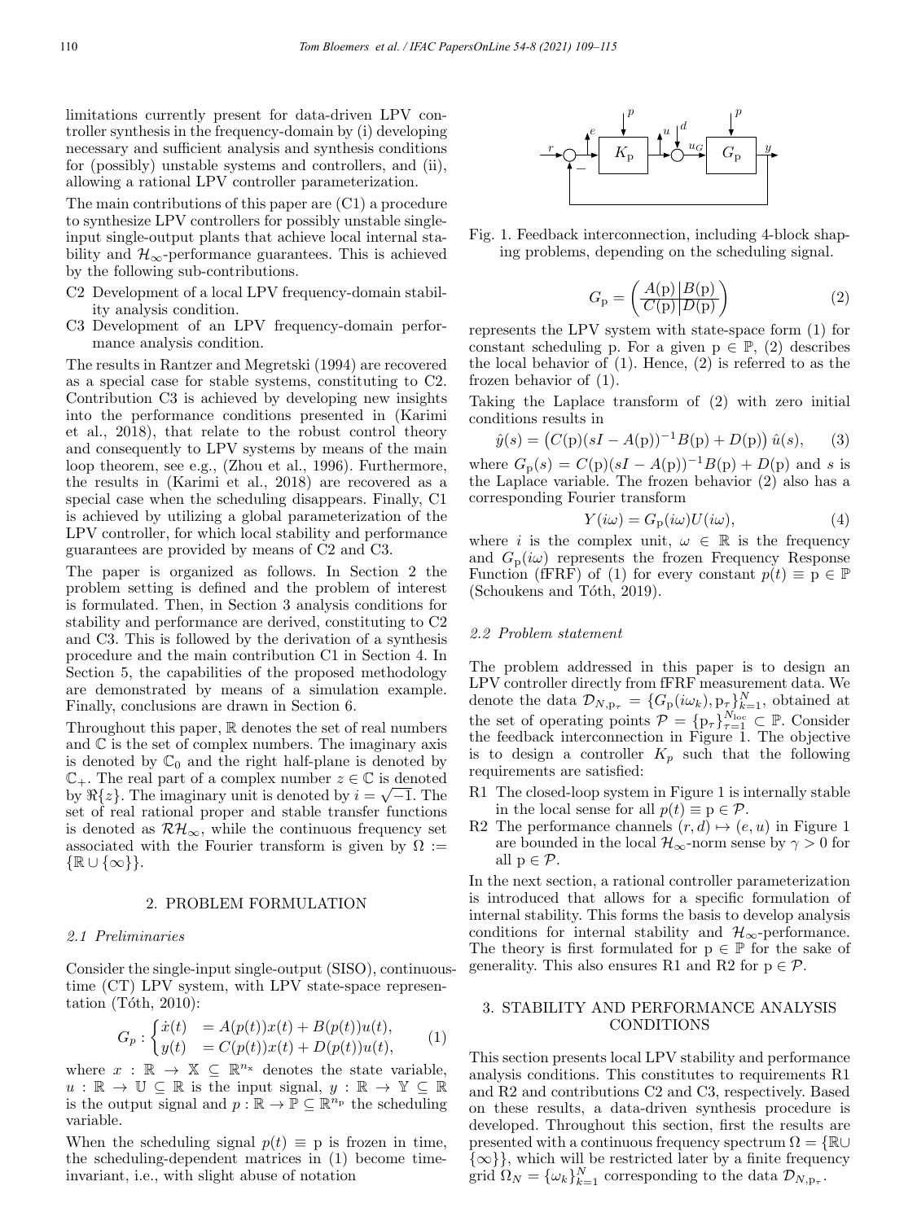limitations currently present for data-driven LPV controller synthesis in the frequency-domain by (i) developing necessary and sufficient analysis and synthesis conditions for (possibly) unstable systems and controllers, and (ii), allowing a rational LPV controller parameterization.

The main contributions of this paper are (C1) a procedure to synthesize LPV controllers for possibly unstable single-input single-output plants that achieve local internal stability and $\mathcal{H}_\infty$-performance guarantees. This is achieved by the following sub-contributions.

- C2 Development of a local LPV frequency-domain stability analysis condition.
- C3 Development of an LPV frequency-domain performance analysis condition.

The results in Rantzer and Megretski (1994) are recovered as a special case for stable systems, constituting to C2. Contribution C3 is achieved by developing new insights into the performance conditions presented in (Karimi et al., 2018), that relate to the robust control theory and consequently to LPV systems by means of the main loop theorem, see e.g., (Zhou et al., 1996). Furthermore, the results in (Karimi et al., 2018) are recovered as a special case when the scheduling disappears. Finally, C1 is achieved by utilizing a global parameterization of the LPV controller, for which local stability and performance guarantees are provided by means of C2 and C3.

The paper is organized as follows. In Section 2 the problem setting is defined and the problem of interest is formulated. Then, in Section 3 analysis conditions for stability and performance are derived, constituting to C2 and C3. This is followed by the derivation of a synthesis procedure and the main contribution C1 in Section 4. In Section 5, the capabilities of the proposed methodology are demonstrated by means of a simulation example. Finally, conclusions are drawn in Section 6.

Throughout this paper, $\mathbb{R}$ denotes the set of real numbers and $\mathbb{C}$ is the set of complex numbers. The imaginary axis is denoted by $\mathbb{C}_0$ and the right half-plane is denoted by $\mathbb{C}_+$. The real part of a complex number $z \in \mathbb{C}$ is denoted by $\Re\{z\}$. The imaginary unit is denoted by $i = \sqrt{-1}$. The set of real rational proper and stable transfer functions is denoted as $\mathcal{RH}_\infty$, while the continuous frequency set associated with the Fourier transform is given by $\Omega := \{\mathbb{R} \cup \{\infty\}\}$.

## 2. PROBLEM FORMULATION

### 2.1 Preliminaries

Consider the single-input single-output (SISO), continuous-time (CT) LPV system, with LPV state-space representation (Tóth, 2010):

$$G_p : \begin{cases} \dot{x}(t) &= A(p(t))x(t) + B(p(t))u(t), \\ y(t) &= C(p(t))x(t) + D(p(t))u(t), \end{cases} \tag{1}$$

where $x : \mathbb{R} \to \mathbb{X} \subseteq \mathbb{R}^{n_x}$ denotes the state variable, $u : \mathbb{R} \to \mathbb{U} \subseteq \mathbb{R}$ is the input signal, $y : \mathbb{R} \to \mathbb{Y} \subseteq \mathbb{R}$ is the output signal and $p : \mathbb{R} \to \mathbb{P} \subseteq \mathbb{R}^{n_p}$ the scheduling variable.

When the scheduling signal $p(t) \equiv \mathrm{p}$ is frozen in time, the scheduling-dependent matrices in (1) become time-invariant, i.e., with slight abuse of notation

Fig. 1. Feedback interconnection, including 4-block shaping problems, depending on the scheduling signal.

$$G_\mathrm{p} = \left( \begin{array}{c|c} A(\mathrm{p}) & B(\mathrm{p}) \\ \hline C(\mathrm{p}) & D(\mathrm{p}) \end{array} \right) \tag{2}$$

represents the LPV system with state-space form (1) for constant scheduling p. For a given $\mathrm{p} \in \mathbb{P}$, (2) describes the local behavior of (1). Hence, (2) is referred to as the frozen behavior of (1).

Taking the Laplace transform of (2) with zero initial conditions results in

$$\hat{y}(s) = \left(C(\mathrm{p})(sI - A(\mathrm{p}))^{-1}B(\mathrm{p}) + D(\mathrm{p})\right)\hat{u}(s), \tag{3}$$

where $G_\mathrm{p}(s) = C(\mathrm{p})(sI - A(\mathrm{p}))^{-1}B(\mathrm{p}) + D(\mathrm{p})$ and $s$ is the Laplace variable. The frozen behavior (2) also has a corresponding Fourier transform

$$Y(i\omega) = G_\mathrm{p}(i\omega)U(i\omega), \tag{4}$$

where $i$ is the complex unit, $\omega \in \mathbb{R}$ is the frequency and $G_\mathrm{p}(i\omega)$ represents the frozen Frequency Response Function (fFRF) of (1) for every constant $p(t) \equiv \mathrm{p} \in \mathbb{P}$ (Schoukens and Tóth, 2019).

### 2.2 Problem statement

The problem addressed in this paper is to design an LPV controller directly from fFRF measurement data. We denote the data $\mathcal{D}_{N,\mathrm{p}_\tau} = \{G_\mathrm{p}(i\omega_k), \mathrm{p}_\tau\}_{k=1}^N$, obtained at the set of operating points $\mathcal{P} = \{\mathrm{p}_\tau\}_{\tau=1}^{N_\mathrm{loc}} \subset \mathbb{P}$. Consider the feedback interconnection in Figure 1. The objective is to design a controller $K_p$ such that the following requirements are satisfied:

- R1 The closed-loop system in Figure 1 is internally stable in the local sense for all $p(t) \equiv \mathrm{p} \in \mathcal{P}$.
- R2 The performance channels $(r, d) \mapsto (e, u)$ in Figure 1 are bounded in the local $\mathcal{H}_\infty$-norm sense by $\gamma > 0$ for all $\mathrm{p} \in \mathcal{P}$.

In the next section, a rational controller parameterization is introduced that allows for a specific formulation of internal stability. This forms the basis to develop analysis conditions for internal stability and $\mathcal{H}_\infty$-performance. The theory is first formulated for $\mathrm{p} \in \mathbb{P}$ for the sake of generality. This also ensures R1 and R2 for $\mathrm{p} \in \mathcal{P}$.

## 3. STABILITY AND PERFORMANCE ANALYSIS CONDITIONS

This section presents local LPV stability and performance analysis conditions. This constitutes to requirements R1 and R2 and contributions C2 and C3, respectively. Based on these results, a data-driven synthesis procedure is developed. Throughout this section, first the results are presented with a continuous frequency spectrum $\Omega = \{\mathbb{R} \cup \{\infty\}\}$, which will be restricted later by a finite frequency grid $\Omega_N = \{\omega_k\}_{k=1}^N$ corresponding to the data $\mathcal{D}_{N,\mathrm{p}_\tau}$.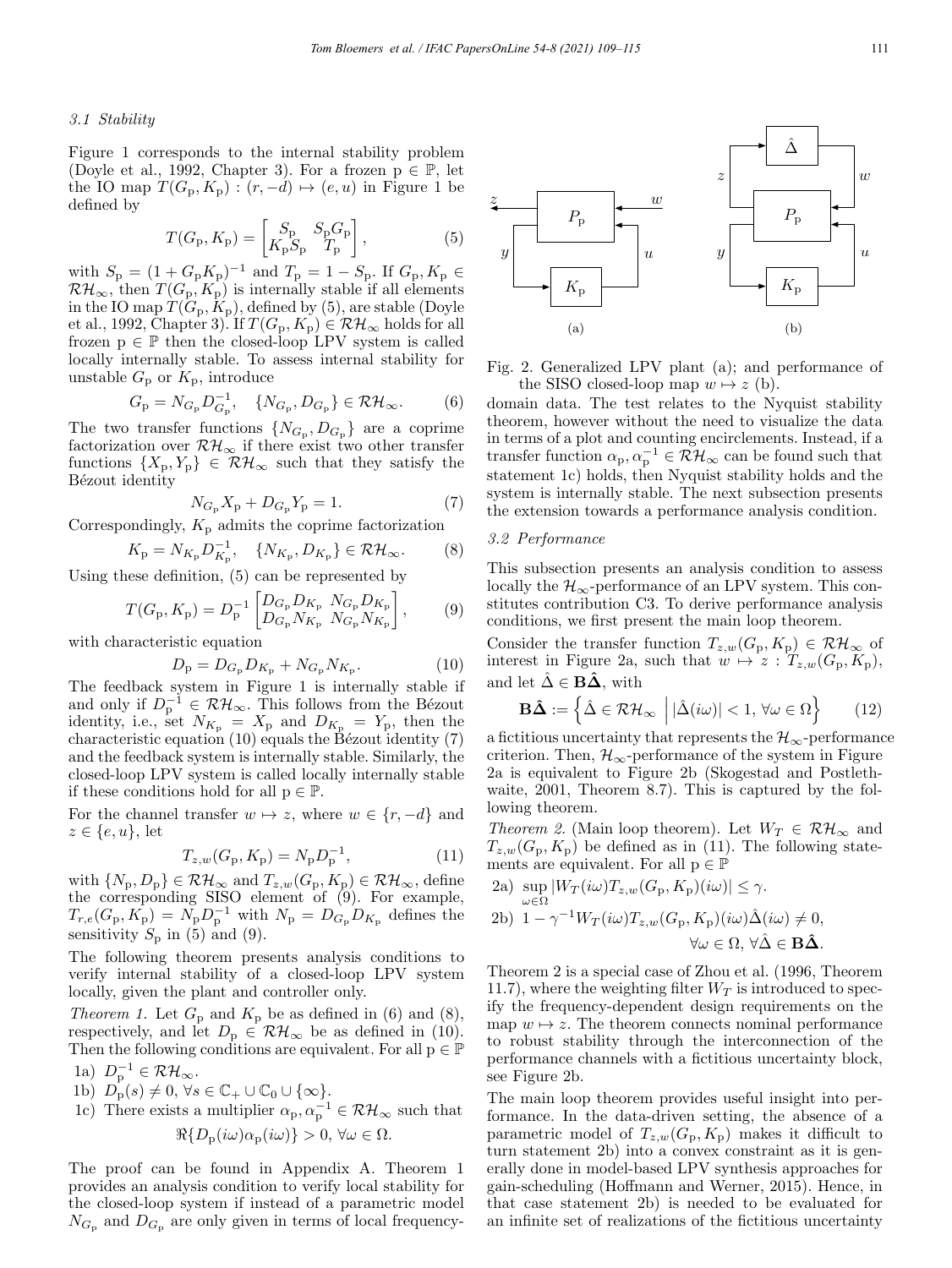### 3.1 Stability

Figure 1 corresponds to the internal stability problem (Doyle et al., 1992, Chapter 3). For a frozen $\mathrm{p} \in \mathbb{P}$, let the IO map $T(G_\mathrm{p}, K_\mathrm{p}) : (r, -d) \mapsto (e, u)$ in Figure 1 be defined by

$$T(G_\mathrm{p}, K_\mathrm{p}) = \begin{bmatrix} S_\mathrm{p} & S_\mathrm{p} G_\mathrm{p} \\ K_\mathrm{p} S_\mathrm{p} & T_\mathrm{p} \end{bmatrix}, \tag{5}$$

with $S_\mathrm{p} = (1 + G_\mathrm{p} K_\mathrm{p})^{-1}$ and $T_\mathrm{p} = 1 - S_\mathrm{p}$. If $G_\mathrm{p}, K_\mathrm{p} \in \mathcal{RH}_\infty$, then $T(G_\mathrm{p}, K_\mathrm{p})$ is internally stable if all elements in the IO map $T(G_\mathrm{p}, K_\mathrm{p})$, defined by (5), are stable (Doyle et al., 1992, Chapter 3). If $T(G_\mathrm{p}, K_\mathrm{p}) \in \mathcal{RH}_\infty$ holds for all frozen $\mathrm{p} \in \mathbb{P}$ then the closed-loop LPV system is called locally internally stable. To assess internal stability for unstable $G_\mathrm{p}$ or $K_\mathrm{p}$, introduce

$$G_\mathrm{p} = N_{G_\mathrm{p}} D_{G_\mathrm{p}}^{-1}, \quad \{N_{G_\mathrm{p}}, D_{G_\mathrm{p}}\} \in \mathcal{RH}_\infty. \tag{6}$$

The two transfer functions $\{N_{G_\mathrm{p}}, D_{G_\mathrm{p}}\}$ are a coprime factorization over $\mathcal{RH}_\infty$ if there exist two other transfer functions $\{X_\mathrm{p}, Y_\mathrm{p}\} \in \mathcal{RH}_\infty$ such that they satisfy the Bézout identity

$$N_{G_\mathrm{p}} X_\mathrm{p} + D_{G_\mathrm{p}} Y_\mathrm{p} = 1. \tag{7}$$

Correspondingly, $K_\mathrm{p}$ admits the coprime factorization

$$K_\mathrm{p} = N_{K_\mathrm{p}} D_{K_\mathrm{p}}^{-1}, \quad \{N_{K_\mathrm{p}}, D_{K_\mathrm{p}}\} \in \mathcal{RH}_\infty. \tag{8}$$

Using these definition, (5) can be represented by

$$T(G_\mathrm{p}, K_\mathrm{p}) = D_\mathrm{p}^{-1} \begin{bmatrix} D_{G_\mathrm{p}} D_{K_\mathrm{p}} & N_{G_\mathrm{p}} D_{K_\mathrm{p}} \\ D_{G_\mathrm{p}} N_{K_\mathrm{p}} & N_{G_\mathrm{p}} N_{K_\mathrm{p}} \end{bmatrix}, \tag{9}$$

with characteristic equation

$$D_\mathrm{p} = D_{G_\mathrm{p}} D_{K_\mathrm{p}} + N_{G_\mathrm{p}} N_{K_\mathrm{p}}. \tag{10}$$

The feedback system in Figure 1 is internally stable if and only if $D_\mathrm{p}^{-1} \in \mathcal{RH}_\infty$. This follows from the Bézout identity, i.e., set $N_{K_\mathrm{p}} = X_\mathrm{p}$ and $D_{K_\mathrm{p}} = Y_\mathrm{p}$, then the characteristic equation (10) equals the Bézout identity (7) and the feedback system is internally stable. Similarly, the closed-loop LPV system is called locally internally stable if these conditions hold for all $\mathrm{p} \in \mathbb{P}$.

For the channel transfer $w \mapsto z$, where $w \in \{r, -d\}$ and $z \in \{e, u\}$, let

$$T_{z,w}(G_\mathrm{p}, K_\mathrm{p}) = N_\mathrm{p} D_\mathrm{p}^{-1}, \tag{11}$$

with $\{N_\mathrm{p}, D_\mathrm{p}\} \in \mathcal{RH}_\infty$ and $T_{z,w}(G_\mathrm{p}, K_\mathrm{p}) \in \mathcal{RH}_\infty$, define the corresponding SISO element of (9). For example, $T_{r,e}(G_\mathrm{p}, K_\mathrm{p}) = N_\mathrm{p} D_\mathrm{p}^{-1}$ with $N_\mathrm{p} = D_{G_\mathrm{p}} D_{K_\mathrm{p}}$ defines the sensitivity $S_\mathrm{p}$ in (5) and (9).

The following theorem presents analysis conditions to verify internal stability of a closed-loop LPV system locally, given the plant and controller only.

*Theorem 1.* Let $G_\mathrm{p}$ and $K_\mathrm{p}$ be as defined in (6) and (8), respectively, and let $D_\mathrm{p} \in \mathcal{RH}_\infty$ be as defined in (10). Then the following conditions are equivalent. For all $\mathrm{p} \in \mathbb{P}$

1a) $D_\mathrm{p}^{-1} \in \mathcal{RH}_\infty$.

1b) $D_\mathrm{p}(s) \neq 0$, $\forall s \in \mathbb{C}_+ \cup \mathbb{C}_0 \cup \{\infty\}$.

1c) There exists a multiplier $\alpha_\mathrm{p}, \alpha_\mathrm{p}^{-1} \in \mathcal{RH}_\infty$ such that
$$\Re\{D_\mathrm{p}(i\omega)\alpha_\mathrm{p}(i\omega)\} > 0, \; \forall \omega \in \Omega.$$

The proof can be found in Appendix A. Theorem 1 provides an analysis condition to verify local stability for the closed-loop system if instead of a parametric model $N_{G_\mathrm{p}}$ and $D_{G_\mathrm{p}}$ are only given in terms of local frequency-domain data. The test relates to the Nyquist stability theorem, however without the need to visualize the data in terms of a plot and counting encirclements. Instead, if a transfer function $\alpha_\mathrm{p}, \alpha_\mathrm{p}^{-1} \in \mathcal{RH}_\infty$ can be found such that statement 1c) holds, then Nyquist stability holds and the system is internally stable. The next subsection presents the extension towards a performance analysis condition.

Fig. 2. Generalized LPV plant (a); and performance of the SISO closed-loop map $w \mapsto z$ (b).

### 3.2 Performance

This subsection presents an analysis condition to assess locally the $\mathcal{H}_\infty$-performance of an LPV system. This constitutes contribution C3. To derive performance analysis conditions, we first present the main loop theorem.

Consider the transfer function $T_{z,w}(G_\mathrm{p}, K_\mathrm{p}) \in \mathcal{RH}_\infty$ of interest in Figure 2a, such that $w \mapsto z : T_{z,w}(G_\mathrm{p}, K_\mathrm{p})$, and let $\hat{\Delta} \in \mathbf{B}\hat{\mathbf{\Delta}}$, with

$$\mathbf{B}\hat{\mathbf{\Delta}} := \left\{ \hat{\Delta} \in \mathcal{RH}_\infty \;\middle|\; |\hat{\Delta}(i\omega)| < 1, \; \forall \omega \in \Omega \right\} \tag{12}$$

a fictitious uncertainty that represents the $\mathcal{H}_\infty$-performance criterion. Then, $\mathcal{H}_\infty$-performance of the system in Figure 2a is equivalent to Figure 2b (Skogestad and Postlethwaite, 2001, Theorem 8.7). This is captured by the following theorem.

*Theorem 2.* (Main loop theorem). Let $W_T \in \mathcal{RH}_\infty$ and $T_{z,w}(G_\mathrm{p}, K_\mathrm{p})$ be defined as in (11). The following statements are equivalent. For all $\mathrm{p} \in \mathbb{P}$

2a) $\sup_{\omega \in \Omega} |W_T(i\omega) T_{z,w}(G_\mathrm{p}, K_\mathrm{p})(i\omega)| \leq \gamma$.

2b) $1 - \gamma^{-1} W_T(i\omega) T_{z,w}(G_\mathrm{p}, K_\mathrm{p})(i\omega) \hat{\Delta}(i\omega) \neq 0$, $\forall \omega \in \Omega, \forall \hat{\Delta} \in \mathbf{B}\hat{\mathbf{\Delta}}$.

Theorem 2 is a special case of Zhou et al. (1996, Theorem 11.7), where the weighting filter $W_T$ is introduced to specify the frequency-dependent design requirements on the map $w \mapsto z$. The theorem connects nominal performance to robust stability through the interconnection of the performance channels with a fictitious uncertainty block, see Figure 2b.

The main loop theorem provides useful insight into performance. In the data-driven setting, the absence of a parametric model of $T_{z,w}(G_\mathrm{p}, K_\mathrm{p})$ makes it difficult to turn statement 2b) into a convex constraint as it is generally done in model-based LPV synthesis approaches for gain-scheduling (Hoffmann and Werner, 2015). Hence, in that case statement 2b) is needed to be evaluated for an infinite set of realizations of the fictitious uncertainty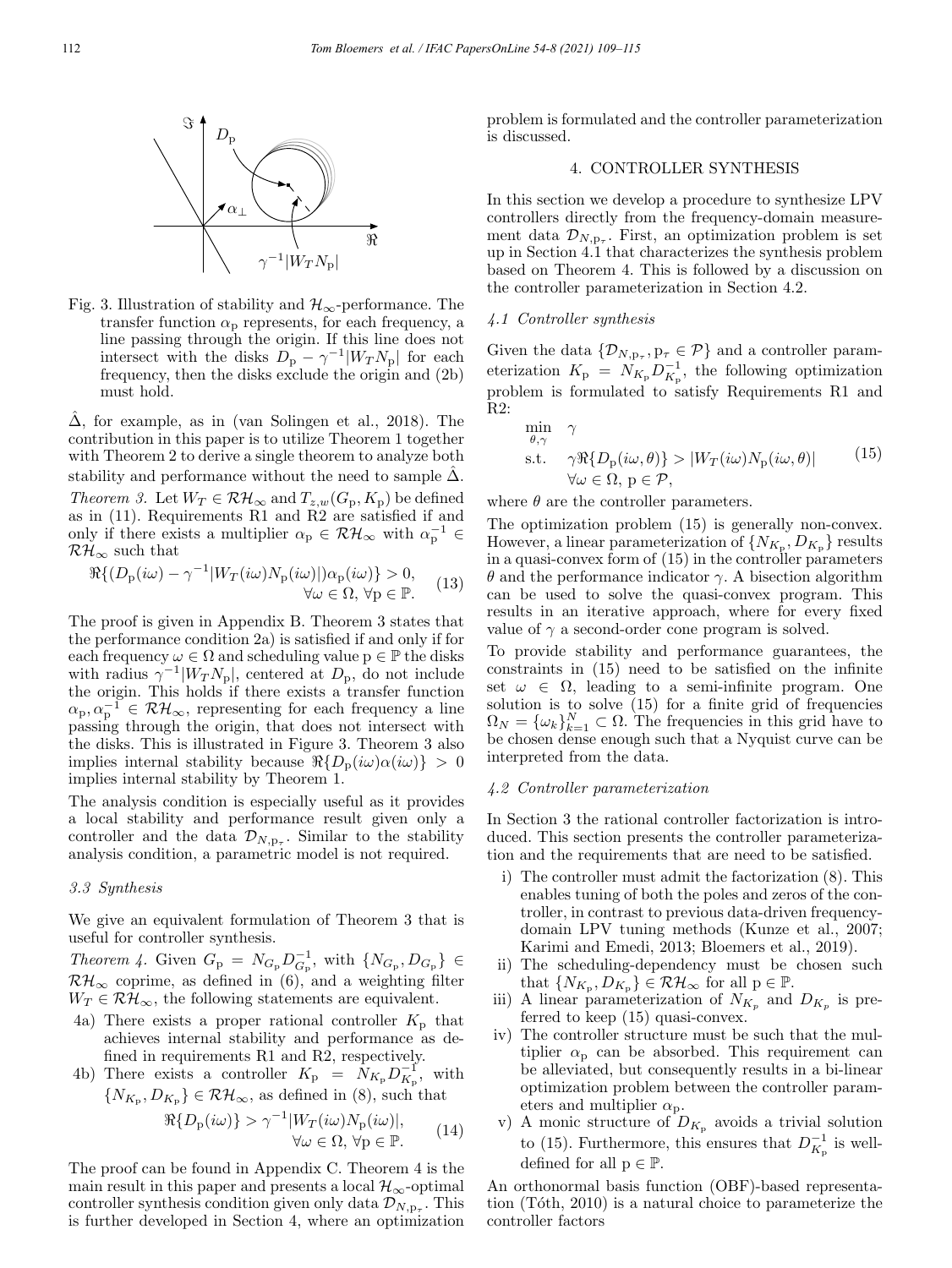Fig. 3. Illustration of stability and $\mathcal{H}_\infty$-performance. The transfer function $\alpha_\mathrm{p}$ represents, for each frequency, a line passing through the origin. If this line does not intersect with the disks $D_\mathrm{p} - \gamma^{-1}|W_T N_\mathrm{p}|$ for each frequency, then the disks exclude the origin and (2b) must hold.

$\hat{\Delta}$, for example, as in (van Solingen et al., 2018). The contribution in this paper is to utilize Theorem 1 together with Theorem 2 to derive a single theorem to analyze both stability and performance without the need to sample $\hat{\Delta}$.

*Theorem 3.* Let $W_T \in \mathcal{RH}_\infty$ and $T_{z,w}(G_\mathrm{p}, K_\mathrm{p})$ be defined as in (11). Requirements R1 and R2 are satisfied if and only if there exists a multiplier $\alpha_\mathrm{p} \in \mathcal{RH}_\infty$ with $\alpha_\mathrm{p}^{-1} \in \mathcal{RH}_\infty$ such that

$$\Re\{(D_\mathrm{p}(i\omega) - \gamma^{-1}|W_T(i\omega)N_\mathrm{p}(i\omega)|)\alpha_\mathrm{p}(i\omega)\} > 0, \quad \forall \omega \in \Omega, \forall \mathrm{p} \in \mathbb{P}. \tag{13}$$

The proof is given in Appendix B. Theorem 3 states that the performance condition 2a) is satisfied if and only if for each frequency $\omega \in \Omega$ and scheduling value $\mathrm{p} \in \mathbb{P}$ the disks with radius $\gamma^{-1}|W_T N_\mathrm{p}|$, centered at $D_\mathrm{p}$, do not include the origin. This holds if there exists a transfer function $\alpha_\mathrm{p}, \alpha_\mathrm{p}^{-1} \in \mathcal{RH}_\infty$, representing for each frequency a line passing through the origin, that does not intersect with the disks. This is illustrated in Figure 3. Theorem 3 also implies internal stability because $\Re\{D_\mathrm{p}(i\omega)\alpha(i\omega)\} > 0$ implies internal stability by Theorem 1.

The analysis condition is especially useful as it provides a local stability and performance result given only a controller and the data $\mathcal{D}_{N,\mathrm{p}_\tau}$. Similar to the stability analysis condition, a parametric model is not required.

### 3.3 Synthesis

We give an equivalent formulation of Theorem 3 that is useful for controller synthesis.

*Theorem 4.* Given $G_\mathrm{p} = N_{G_\mathrm{p}} D_{G_\mathrm{p}}^{-1}$, with $\{N_{G_\mathrm{p}}, D_{G_\mathrm{p}}\} \in \mathcal{RH}_\infty$ coprime, as defined in (6), and a weighting filter $W_T \in \mathcal{RH}_\infty$, the following statements are equivalent.

- 4a) There exists a proper rational controller $K_\mathrm{p}$ that achieves internal stability and performance as defined in requirements R1 and R2, respectively.
- 4b) There exists a controller $K_\mathrm{p} = N_{K_\mathrm{p}} D_{K_\mathrm{p}}^{-1}$, with $\{N_{K_\mathrm{p}}, D_{K_\mathrm{p}}\} \in \mathcal{RH}_\infty$, as defined in (8), such that

$$\Re\{D_\mathrm{p}(i\omega)\} > \gamma^{-1}|W_T(i\omega)N_\mathrm{p}(i\omega)|, \quad \forall \omega \in \Omega, \forall \mathrm{p} \in \mathbb{P}. \tag{14}$$

The proof can be found in Appendix C. Theorem 4 is the main result in this paper and presents a local $\mathcal{H}_\infty$-optimal controller synthesis condition given only data $\mathcal{D}_{N,\mathrm{p}_\tau}$. This is further developed in Section 4, where an optimization problem is formulated and the controller parameterization is discussed.

## 4. CONTROLLER SYNTHESIS

In this section we develop a procedure to synthesize LPV controllers directly from the frequency-domain measurement data $\mathcal{D}_{N,\mathrm{p}_\tau}$. First, an optimization problem is set up in Section 4.1 that characterizes the synthesis problem based on Theorem 4. This is followed by a discussion on the controller parameterization in Section 4.2.

### 4.1 Controller synthesis

Given the data $\{\mathcal{D}_{N,\mathrm{p}_\tau}, \mathrm{p}_\tau \in \mathcal{P}\}$ and a controller parameterization $K_\mathrm{p} = N_{K_\mathrm{p}} D_{K_\mathrm{p}}^{-1}$, the following optimization problem is formulated to satisfy Requirements R1 and R2:

$$\begin{aligned} \min_{\theta,\gamma} \quad & \gamma \\ \text{s.t.} \quad & \gamma\Re\{D_\mathrm{p}(i\omega,\theta)\} > |W_T(i\omega)N_\mathrm{p}(i\omega,\theta)| \\ & \forall \omega \in \Omega, \ \mathrm{p} \in \mathcal{P}, \end{aligned} \tag{15}$$

where $\theta$ are the controller parameters.

The optimization problem (15) is generally non-convex. However, a linear parameterization of $\{N_{K_\mathrm{p}}, D_{K_\mathrm{p}}\}$ results in a quasi-convex form of (15) in the controller parameters $\theta$ and the performance indicator $\gamma$. A bisection algorithm can be used to solve the quasi-convex program. This results in an iterative approach, where for every fixed value of $\gamma$ a second-order cone program is solved.

To provide stability and performance guarantees, the constraints in (15) need to be satisfied on the infinite set $\omega \in \Omega$, leading to a semi-infinite program. One solution is to solve (15) for a finite grid of frequencies $\Omega_N = \{\omega_k\}_{k=1}^N \subset \Omega$. The frequencies in this grid have to be chosen dense enough such that a Nyquist curve can be interpreted from the data.

### 4.2 Controller parameterization

In Section 3 the rational controller factorization is introduced. This section presents the controller parameterization and the requirements that are need to be satisfied.

- i) The controller must admit the factorization (8). This enables tuning of both the poles and zeros of the controller, in contrast to previous data-driven frequency-domain LPV tuning methods (Kunze et al., 2007; Karimi and Emedi, 2013; Bloemers et al., 2019).
- ii) The scheduling-dependency must be chosen such that $\{N_{K_\mathrm{p}}, D_{K_\mathrm{p}}\} \in \mathcal{RH}_\infty$ for all $\mathrm{p} \in \mathbb{P}$.
- iii) A linear parameterization of $N_{K_p}$ and $D_{K_p}$ is preferred to keep (15) quasi-convex.
- iv) The controller structure must be such that the multiplier $\alpha_\mathrm{p}$ can be absorbed. This requirement can be alleviated, but consequently results in a bi-linear optimization problem between the controller parameters and multiplier $\alpha_\mathrm{p}$.
- v) A monic structure of $D_{K_\mathrm{p}}$ avoids a trivial solution to (15). Furthermore, this ensures that $D_{K_\mathrm{p}}^{-1}$ is well-defined for all $\mathrm{p} \in \mathbb{P}$.

An orthonormal basis function (OBF)-based representation (Tóth, 2010) is a natural choice to parameterize the controller factors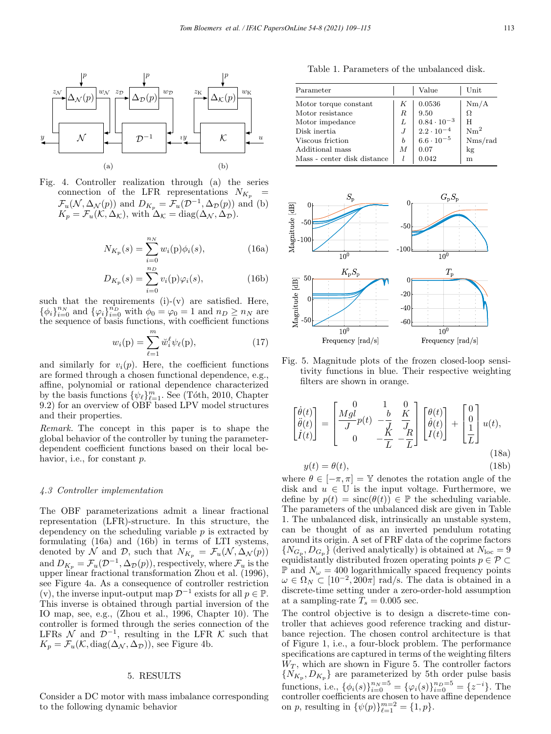Fig. 4. Controller realization through (a) the series connection of the LFR representations $N_{K_p} = \mathcal{F}_u(\mathcal{N}, \Delta_{\mathcal{N}}(p))$ and $D_{K_p} = \mathcal{F}_u(\mathcal{D}^{-1}, \Delta_{\mathcal{D}}(p))$ and (b) $K_p = \mathcal{F}_u(\mathcal{K}, \Delta_{\mathcal{K}})$, with $\Delta_{\mathcal{K}} = \text{diag}(\Delta_{\mathcal{N}}, \Delta_{\mathcal{D}})$.

$$N_{K_\text{p}}(s) = \sum_{i=0}^{n_N} w_i(\text{p})\phi_i(s), \tag{16a}$$

$$D_{K_\text{p}}(s) = \sum_{i=0}^{n_D} v_i(\text{p})\varphi_i(s), \tag{16b}$$

such that the requirements (i)-(v) are satisfied. Here, $\{\phi_i\}_{i=0}^{n_N}$ and $\{\varphi_i\}_{i=0}^{n_D}$ with $\phi_0 = \varphi_0 = 1$ and $n_D \geq n_N$ are the sequence of basis functions, with coefficient functions

$$w_i(\text{p}) = \sum_{\ell=1}^{m} \breve{w}_i^\ell \psi_\ell(\text{p}), \tag{17}$$

and similarly for $v_i(p)$. Here, the coefficient functions are formed through a chosen functional dependence, e.g., affine, polynomial or rational dependence characterized by the basis functions $\{\psi_\ell\}_{\ell=1}^m$. See (Tóth, 2010, Chapter 9.2) for an overview of OBF based LPV model structures and their properties.

*Remark.* The concept in this paper is to shape the global behavior of the controller by tuning the parameter-dependent coefficient functions based on their local behavior, i.e., for constant $p$.

### 4.3 Controller implementation

The OBF parameterizations admit a linear fractional representation (LFR)-structure. In this structure, the dependency on the scheduling variable $p$ is extracted by formulating (16a) and (16b) in terms of LTI systems, denoted by $\mathcal{N}$ and $\mathcal{D}$, such that $N_{K_p} = \mathcal{F}_u(\mathcal{N}, \Delta_{\mathcal{N}}(p))$ and $D_{K_p} = \mathcal{F}_u(\mathcal{D}^{-1}, \Delta_{\mathcal{D}}(p))$, respectively, where $\mathcal{F}_u$ is the upper linear fractional transformation Zhou et al. (1996), see Figure 4a. As a consequence of controller restriction (v), the inverse input-output map $\mathcal{D}^{-1}$ exists for all $p \in \mathbb{P}$. This inverse is obtained through partial inversion of the IO map, see, e.g., (Zhou et al., 1996, Chapter 10). The controller is formed through the series connection of the LFRs $\mathcal{N}$ and $\mathcal{D}^{-1}$, resulting in the LFR $\mathcal{K}$ such that $K_p = \mathcal{F}_u(\mathcal{K}, \text{diag}(\Delta_{\mathcal{N}}, \Delta_{\mathcal{D}}))$, see Figure 4b.

## 5. RESULTS

Consider a DC motor with mass imbalance corresponding to the following dynamic behavior

Table 1. Parameters of the unbalanced disk.

| Parameter | | Value | Unit |
|---|---|---|---|
| Motor torque constant | $K$ | 0.0536 | Nm/A |
| Motor resistance | $R$ | 9.50 | Ω |
| Motor impedance | $L$ | $0.84 \cdot 10^{-3}$ | H |
| Disk inertia | $J$ | $2.2 \cdot 10^{-4}$ | Nm$^2$ |
| Viscous friction | $b$ | $6.6 \cdot 10^{-5}$ | Nms/rad |
| Additional mass | $M$ | 0.07 | kg |
| Mass - center disk distance | $l$ | 0.042 | m |

Fig. 5. Magnitude plots of the frozen closed-loop sensitivity functions in blue. Their respective weighting filters are shown in orange.

$$\begin{bmatrix} \dot{\theta}(t) \\ \ddot{\theta}(t) \\ \dot{I}(t) \end{bmatrix} = \begin{bmatrix} 0 & 1 & 0 \\ \dfrac{Mgl}{J}p(t) & -\dfrac{b}{J} & \dfrac{K}{J} \\ 0 & -\dfrac{K}{L} & -\dfrac{R}{L} \end{bmatrix} \begin{bmatrix} \theta(t) \\ \dot{\theta}(t) \\ I(t) \end{bmatrix} + \begin{bmatrix} 0 \\ 0 \\ \dfrac{1}{L} \end{bmatrix} u(t), \tag{18a}$$

$$y(t) = \theta(t), \tag{18b}$$

where $\theta \in [-\pi, \pi] = \mathbb{Y}$ denotes the rotation angle of the disk and $u \in \mathbb{U}$ is the input voltage. Furthermore, we define by $p(t) = \text{sinc}(\theta(t)) \in \mathbb{P}$ the scheduling variable. The parameters of the unbalanced disk are given in Table 1. The unbalanced disk, intrinsically an unstable system, can be thought of as an inverted pendulum rotating around its origin. A set of FRF data of the coprime factors $\{N_{G_\text{p}}, D_{G_\text{p}}\}$ (derived analytically) is obtained at $N_\text{loc} = 9$ equidistantly distributed frozen operating points $p \in \mathcal{P} \subset \mathbb{P}$ and $N_\omega = 400$ logarithmically spaced frequency points $\omega \in \Omega_N \subset [10^{-2}, 200\pi]$ rad/s. The data is obtained in a discrete-time setting under a zero-order-hold assumption at a sampling-rate $T_s = 0.005$ sec.

The control objective is to design a discrete-time controller that achieves good reference tracking and disturbance rejection. The chosen control architecture is that of Figure 1, i.e., a four-block problem. The performance specifications are captured in terms of the weighting filters $W_T$, which are shown in Figure 5. The controller factors $\{N_{K_\text{p}}, D_{K_\text{p}}\}$ are parameterized by 5th order pulse basis functions, i.e., $\{\phi_i(s)\}_{i=0}^{n_N=5} = \{\varphi_i(s)\}_{i=0}^{n_D=5} = \{z^{-i}\}$. The controller coefficients are chosen to have affine dependence on $p$, resulting in $\{\psi(p)\}_{\ell=1}^{m=2} = \{1, p\}$.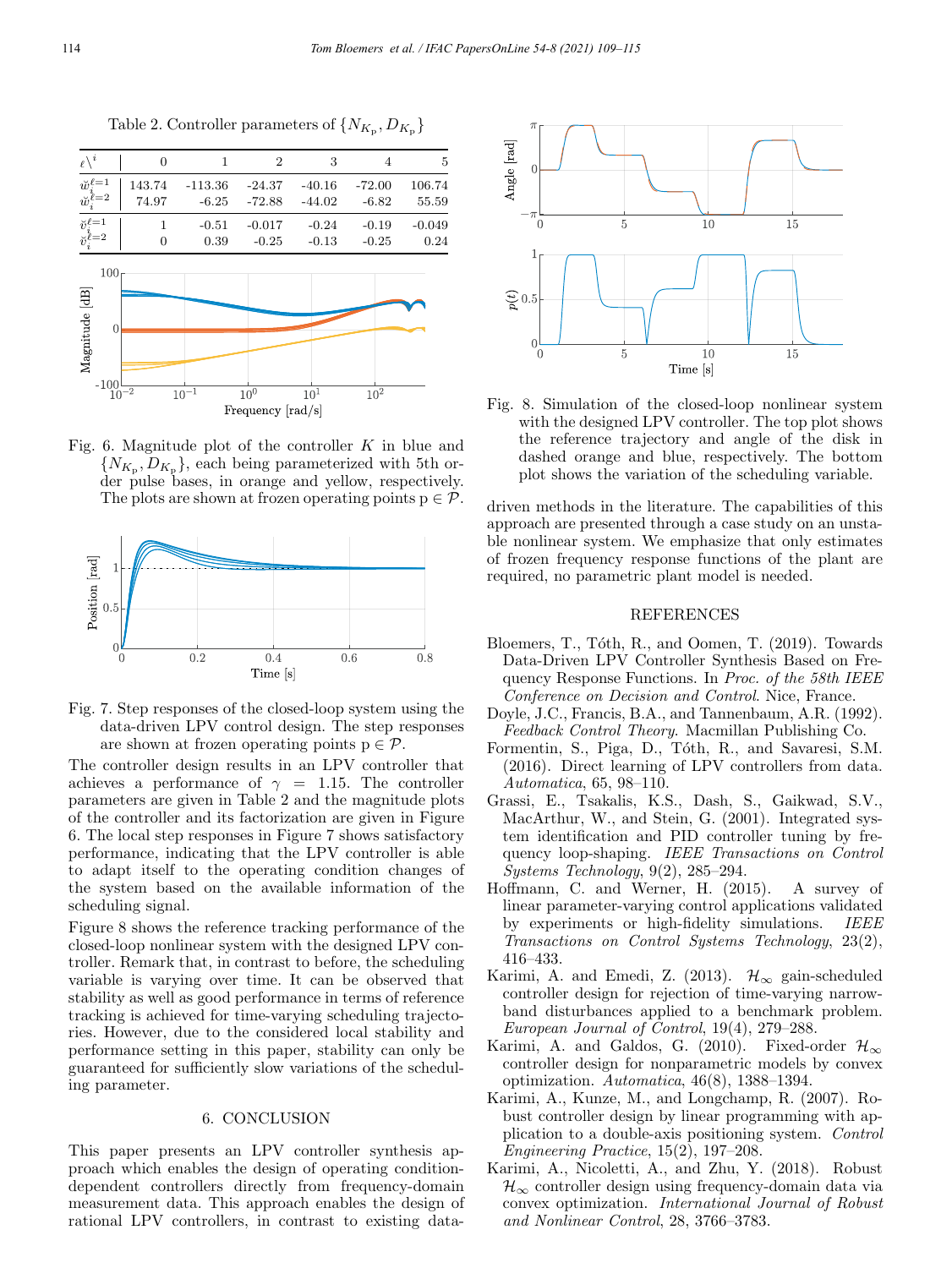Table 2. Controller parameters of $\{N_{K_p}, D_{K_p}\}$

| $\ell \backslash i$ | 0 | 1 | 2 | 3 | 4 | 5 |
|---|---|---|---|---|---|---|
| $\check{w}_i^{\ell=1}$ | 143.74 | -113.36 | -24.37 | -40.16 | -72.00 | 106.74 |
| $\check{w}_i^{\ell=2}$ | 74.97 | -6.25 | -72.88 | -44.02 | -6.82 | 55.59 |
| $\check{v}_i^{\ell=1}$ | 1 | -0.51 | -0.017 | -0.24 | -0.19 | -0.049 |
| $\check{v}_i^{\ell=2}$ | 0 | 0.39 | -0.25 | -0.13 | -0.25 | 0.24 |

Fig. 6. Magnitude plot of the controller $K$ in blue and $\{N_{K_p}, D_{K_p}\}$, each being parameterized with 5th order pulse bases, in orange and yellow, respectively. The plots are shown at frozen operating points $p \in \mathcal{P}$.

Fig. 7. Step responses of the closed-loop system using the data-driven LPV control design. The step responses are shown at frozen operating points $p \in \mathcal{P}$.

The controller design results in an LPV controller that achieves a performance of $\gamma = 1.15$. The controller parameters are given in Table 2 and the magnitude plots of the controller and its factorization are given in Figure 6. The local step responses in Figure 7 shows satisfactory performance, indicating that the LPV controller is able to adapt itself to the operating condition changes of the system based on the available information of the scheduling signal.

Figure 8 shows the reference tracking performance of the closed-loop nonlinear system with the designed LPV controller. Remark that, in contrast to before, the scheduling variable is varying over time. It can be observed that stability as well as good performance in terms of reference tracking is achieved for time-varying scheduling trajectories. However, due to the considered local stability and performance setting in this paper, stability can only be guaranteed for sufficiently slow variations of the scheduling parameter.

Fig. 8. Simulation of the closed-loop nonlinear system with the designed LPV controller. The top plot shows the reference trajectory and angle of the disk in dashed orange and blue, respectively. The bottom plot shows the variation of the scheduling variable.

## 6. CONCLUSION

This paper presents an LPV controller synthesis approach which enables the design of operating condition-dependent controllers directly from frequency-domain measurement data. This approach enables the design of rational LPV controllers, in contrast to existing data-driven methods in the literature. The capabilities of this approach are presented through a case study on an unstable nonlinear system. We emphasize that only estimates of frozen frequency response functions of the plant are required, no parametric plant model is needed.

## REFERENCES

Bloemers, T., Tóth, R., and Oomen, T. (2019). Towards Data-Driven LPV Controller Synthesis Based on Frequency Response Functions. In *Proc. of the 58th IEEE Conference on Decision and Control*. Nice, France.

Doyle, J.C., Francis, B.A., and Tannenbaum, A.R. (1992). *Feedback Control Theory*. Macmillan Publishing Co.

Formentin, S., Piga, D., Tóth, R., and Savaresi, S.M. (2016). Direct learning of LPV controllers from data. *Automatica*, 65, 98–110.

Grassi, E., Tsakalis, K.S., Dash, S., Gaikwad, S.V., MacArthur, W., and Stein, G. (2001). Integrated system identification and PID controller tuning by frequency loop-shaping. *IEEE Transactions on Control Systems Technology*, 9(2), 285–294.

Hoffmann, C. and Werner, H. (2015). A survey of linear parameter-varying control applications validated by experiments or high-fidelity simulations. *IEEE Transactions on Control Systems Technology*, 23(2), 416–433.

Karimi, A. and Emedi, Z. (2013). $\mathcal{H}_\infty$ gain-scheduled controller design for rejection of time-varying narrow-band disturbances applied to a benchmark problem. *European Journal of Control*, 19(4), 279–288.

Karimi, A. and Galdos, G. (2010). Fixed-order $\mathcal{H}_\infty$ controller design for nonparametric models by convex optimization. *Automatica*, 46(8), 1388–1394.

Karimi, A., Kunze, M., and Longchamp, R. (2007). Robust controller design by linear programming with application to a double-axis positioning system. *Control Engineering Practice*, 15(2), 197–208.

Karimi, A., Nicoletti, A., and Zhu, Y. (2018). Robust $\mathcal{H}_\infty$ controller design using frequency-domain data via convex optimization. *International Journal of Robust and Nonlinear Control*, 28, 3766–3783.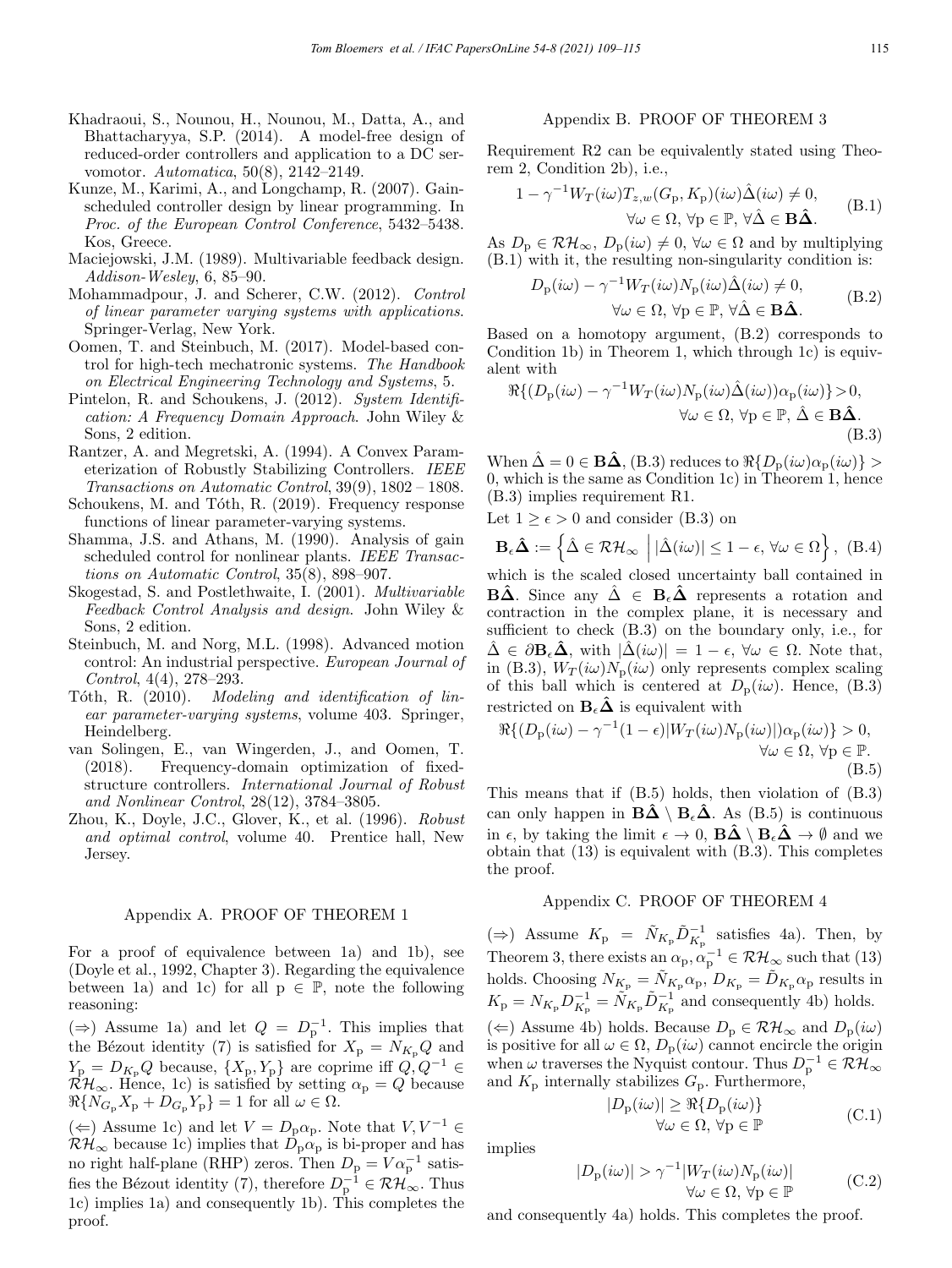Khadraoui, S., Nounou, H., Nounou, M., Datta, A., and Bhattacharyya, S.P. (2014). A model-free design of reduced-order controllers and application to a DC servomotor. *Automatica*, 50(8), 2142–2149.

Kunze, M., Karimi, A., and Longchamp, R. (2007). Gain-scheduled controller design by linear programming. In *Proc. of the European Control Conference*, 5432–5438. Kos, Greece.

Maciejowski, J.M. (1989). Multivariable feedback design. *Addison-Wesley*, 6, 85–90.

Mohammadpour, J. and Scherer, C.W. (2012). *Control of linear parameter varying systems with applications*. Springer-Verlag, New York.

Oomen, T. and Steinbuch, M. (2017). Model-based control for high-tech mechatronic systems. *The Handbook on Electrical Engineering Technology and Systems*, 5.

Pintelon, R. and Schoukens, J. (2012). *System Identification: A Frequency Domain Approach*. John Wiley & Sons, 2 edition.

Rantzer, A. and Megretski, A. (1994). A Convex Parameterization of Robustly Stabilizing Controllers. *IEEE Transactions on Automatic Control*, 39(9), 1802 – 1808.

Schoukens, M. and Tóth, R. (2019). Frequency response functions of linear parameter-varying systems.

Shamma, J.S. and Athans, M. (1990). Analysis of gain scheduled control for nonlinear plants. *IEEE Transactions on Automatic Control*, 35(8), 898–907.

Skogestad, S. and Postlethwaite, I. (2001). *Multivariable Feedback Control Analysis and design*. John Wiley & Sons, 2 edition.

Steinbuch, M. and Norg, M.L. (1998). Advanced motion control: An industrial perspective. *European Journal of Control*, 4(4), 278–293.

Tóth, R. (2010). *Modeling and identification of linear parameter-varying systems*, volume 403. Springer, Heindelberg.

van Solingen, E., van Wingerden, J., and Oomen, T. (2018). Frequency-domain optimization of fixed-structure controllers. *International Journal of Robust and Nonlinear Control*, 28(12), 3784–3805.

Zhou, K., Doyle, J.C., Glover, K., et al. (1996). *Robust and optimal control*, volume 40. Prentice hall, New Jersey.

## Appendix A. PROOF OF THEOREM 1

For a proof of equivalence between 1a) and 1b), see (Doyle et al., 1992, Chapter 3). Regarding the equivalence between 1a) and 1c) for all $\mathrm{p} \in \mathbb{P}$, note the following reasoning:

($\Rightarrow$) Assume 1a) and let $Q = D_{\mathrm{p}}^{-1}$. This implies that the Bézout identity (7) is satisfied for $X_{\mathrm{p}} = N_{K_{\mathrm{p}}} Q$ and $Y_{\mathrm{p}} = D_{K_{\mathrm{p}}} Q$ because, $\{X_{\mathrm{p}}, Y_{\mathrm{p}}\}$ are coprime iff $Q, Q^{-1} \in \mathcal{RH}_\infty$. Hence, 1c) is satisfied by setting $\alpha_{\mathrm{p}} = Q$ because $\Re\{N_{G_{\mathrm{p}}} X_{\mathrm{p}} + D_{G_{\mathrm{p}}} Y_{\mathrm{p}}\} = 1$ for all $\omega \in \Omega$.

($\Leftarrow$) Assume 1c) and let $V = D_{\mathrm{p}} \alpha_{\mathrm{p}}$. Note that $V, V^{-1} \in \mathcal{RH}_\infty$ because 1c) implies that $D_{\mathrm{p}} \alpha_{\mathrm{p}}$ is bi-proper and has no right half-plane (RHP) zeros. Then $D_{\mathrm{p}} = V \alpha_{\mathrm{p}}^{-1}$ satisfies the Bézout identity (7), therefore $D_{\mathrm{p}}^{-1} \in \mathcal{RH}_\infty$. Thus 1c) implies 1a) and consequently 1b). This completes the proof.

## Appendix B. PROOF OF THEOREM 3

Requirement R2 can be equivalently stated using Theorem 2, Condition 2b), i.e.,

$$1 - \gamma^{-1} W_T(i\omega) T_{z,w}(G_{\mathrm{p}}, K_{\mathrm{p}})(i\omega) \hat{\Delta}(i\omega) \neq 0, \quad \forall \omega \in \Omega,\ \forall \mathrm{p} \in \mathbb{P},\ \forall \hat{\Delta} \in \mathbf{B}\hat{\mathbf{\Delta}}. \tag{B.1}$$

As $D_{\mathrm{p}} \in \mathcal{RH}_\infty$, $D_{\mathrm{p}}(i\omega) \neq 0$, $\forall \omega \in \Omega$ and by multiplying (B.1) with it, the resulting non-singularity condition is:

$$D_{\mathrm{p}}(i\omega) - \gamma^{-1} W_T(i\omega) N_{\mathrm{p}}(i\omega) \hat{\Delta}(i\omega) \neq 0, \quad \forall \omega \in \Omega,\ \forall \mathrm{p} \in \mathbb{P},\ \forall \hat{\Delta} \in \mathbf{B}\hat{\mathbf{\Delta}}. \tag{B.2}$$

Based on a homotopy argument, (B.2) corresponds to Condition 1b) in Theorem 1, which through 1c) is equivalent with

$$\Re\{(D_{\mathrm{p}}(i\omega) - \gamma^{-1} W_T(i\omega) N_{\mathrm{p}}(i\omega) \hat{\Delta}(i\omega)) \alpha_{\mathrm{p}}(i\omega)\} > 0, \quad \forall \omega \in \Omega,\ \forall \mathrm{p} \in \mathbb{P},\ \hat{\Delta} \in \mathbf{B}\hat{\mathbf{\Delta}}. \tag{B.3}$$

When $\hat{\Delta} = 0 \in \mathbf{B}\hat{\mathbf{\Delta}}$, (B.3) reduces to $\Re\{D_{\mathrm{p}}(i\omega) \alpha_{\mathrm{p}}(i\omega)\} > 0$, which is the same as Condition 1c) in Theorem 1, hence (B.3) implies requirement R1.

Let $1 \geq \epsilon > 0$ and consider (B.3) on

$$\mathbf{B}_\epsilon \hat{\mathbf{\Delta}} := \left\{ \hat{\Delta} \in \mathcal{RH}_\infty \;\middle|\; |\hat{\Delta}(i\omega)| \leq 1 - \epsilon,\ \forall \omega \in \Omega \right\}, \tag{B.4}$$

which is the scaled closed uncertainty ball contained in $\mathbf{B}\hat{\mathbf{\Delta}}$. Since any $\hat{\Delta} \in \mathbf{B}_\epsilon \hat{\mathbf{\Delta}}$ represents a rotation and contraction in the complex plane, it is necessary and sufficient to check (B.3) on the boundary only, i.e., for $\hat{\Delta} \in \partial \mathbf{B}_\epsilon \hat{\mathbf{\Delta}}$, with $|\hat{\Delta}(i\omega)| = 1 - \epsilon$, $\forall \omega \in \Omega$. Note that, in (B.3), $W_T(i\omega) N_{\mathrm{p}}(i\omega)$ only represents complex scaling of this ball which is centered at $D_{\mathrm{p}}(i\omega)$. Hence, (B.3) restricted on $\mathbf{B}_\epsilon \hat{\mathbf{\Delta}}$ is equivalent with

$$\Re\{(D_{\mathrm{p}}(i\omega) - \gamma^{-1}(1 - \epsilon) |W_T(i\omega) N_{\mathrm{p}}(i\omega)|) \alpha_{\mathrm{p}}(i\omega)\} > 0, \quad \forall \omega \in \Omega,\ \forall \mathrm{p} \in \mathbb{P}. \tag{B.5}$$

This means that if (B.5) holds, then violation of (B.3) can only happen in $\mathbf{B}\hat{\mathbf{\Delta}} \setminus \mathbf{B}_\epsilon \hat{\mathbf{\Delta}}$. As (B.5) is continuous in $\epsilon$, by taking the limit $\epsilon \to 0$, $\mathbf{B}\hat{\mathbf{\Delta}} \setminus \mathbf{B}_\epsilon \hat{\mathbf{\Delta}} \to \emptyset$ and we obtain that (13) is equivalent with (B.3). This completes the proof.

## Appendix C. PROOF OF THEOREM 4

($\Rightarrow$) Assume $K_{\mathrm{p}} = \tilde{N}_{K_{\mathrm{p}}} \tilde{D}_{K_{\mathrm{p}}}^{-1}$ satisfies 4a). Then, by Theorem 3, there exists an $\alpha_{\mathrm{p}}, \alpha_{\mathrm{p}}^{-1} \in \mathcal{RH}_\infty$ such that (13) holds. Choosing $N_{K_{\mathrm{p}}} = \tilde{N}_{K_{\mathrm{p}}} \alpha_{\mathrm{p}}$, $D_{K_{\mathrm{p}}} = \tilde{D}_{K_{\mathrm{p}}} \alpha_{\mathrm{p}}$ results in $K_{\mathrm{p}} = N_{K_{\mathrm{p}}} D_{K_{\mathrm{p}}}^{-1} = \tilde{N}_{K_{\mathrm{p}}} \tilde{D}_{K_{\mathrm{p}}}^{-1}$ and consequently 4b) holds.

($\Leftarrow$) Assume 4b) holds. Because $D_{\mathrm{p}} \in \mathcal{RH}_\infty$ and $D_{\mathrm{p}}(i\omega)$ is positive for all $\omega \in \Omega$, $D_{\mathrm{p}}(i\omega)$ cannot encircle the origin when $\omega$ traverses the Nyquist contour. Thus $D_{\mathrm{p}}^{-1} \in \mathcal{RH}_\infty$ and $K_{\mathrm{p}}$ internally stabilizes $G_{\mathrm{p}}$. Furthermore,

$$|D_{\mathrm{p}}(i\omega)| \geq \Re\{D_{\mathrm{p}}(i\omega)\} \quad \forall \omega \in \Omega,\ \forall \mathrm{p} \in \mathbb{P} \tag{C.1}$$

implies

$$|D_{\mathrm{p}}(i\omega)| > \gamma^{-1} |W_T(i\omega) N_{\mathrm{p}}(i\omega)| \quad \forall \omega \in \Omega,\ \forall \mathrm{p} \in \mathbb{P} \tag{C.2}$$

and consequently 4a) holds. This completes the proof.